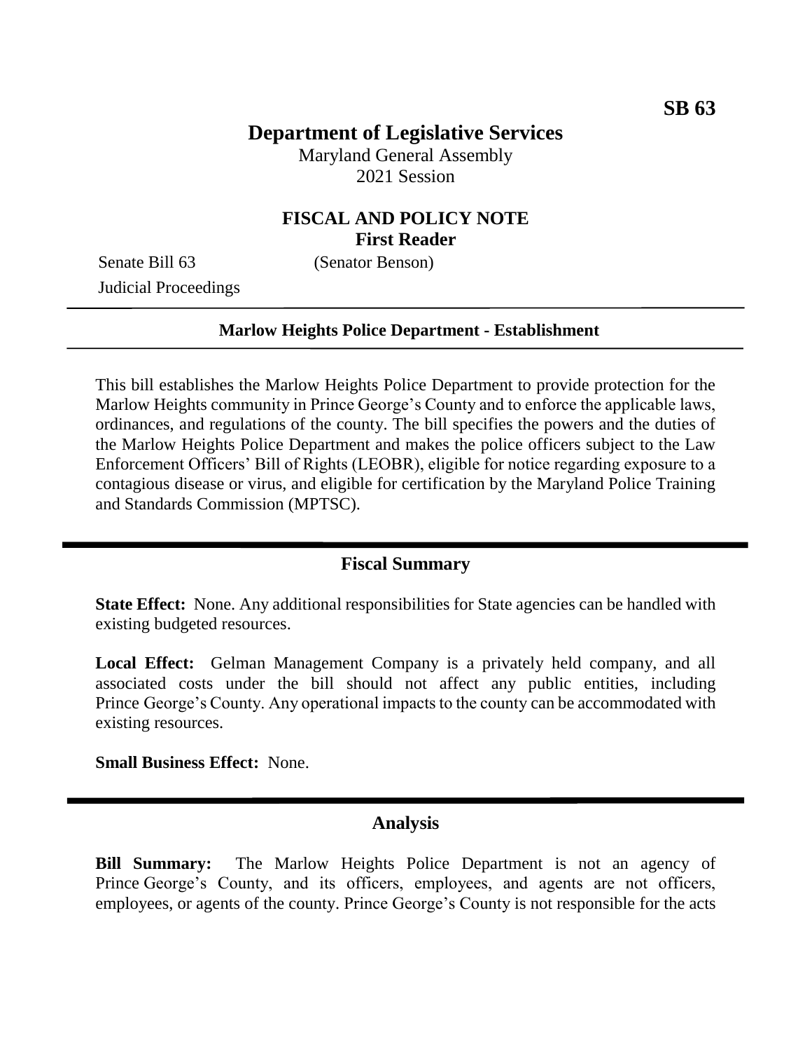**SB 63**

# Department of Legislative Services

Maryland General Assembly
2021 Session

## FISCAL AND POLICY NOTE
**First Reader**

Senate Bill 63 (Senator Benson)
Judicial Proceedings

---

**Marlow Heights Police Department - Establishment**

---

This bill establishes the Marlow Heights Police Department to provide protection for the Marlow Heights community in Prince George's County and to enforce the applicable laws, ordinances, and regulations of the county. The bill specifies the powers and the duties of the Marlow Heights Police Department and makes the police officers subject to the Law Enforcement Officers' Bill of Rights (LEOBR), eligible for notice regarding exposure to a contagious disease or virus, and eligible for certification by the Maryland Police Training and Standards Commission (MPTSC).

## Fiscal Summary

**State Effect:** None. Any additional responsibilities for State agencies can be handled with existing budgeted resources.

**Local Effect:** Gelman Management Company is a privately held company, and all associated costs under the bill should not affect any public entities, including Prince George's County. Any operational impacts to the county can be accommodated with existing resources.

**Small Business Effect:** None.

## Analysis

**Bill Summary:** The Marlow Heights Police Department is not an agency of Prince George's County, and its officers, employees, and agents are not officers, employees, or agents of the county. Prince George's County is not responsible for the acts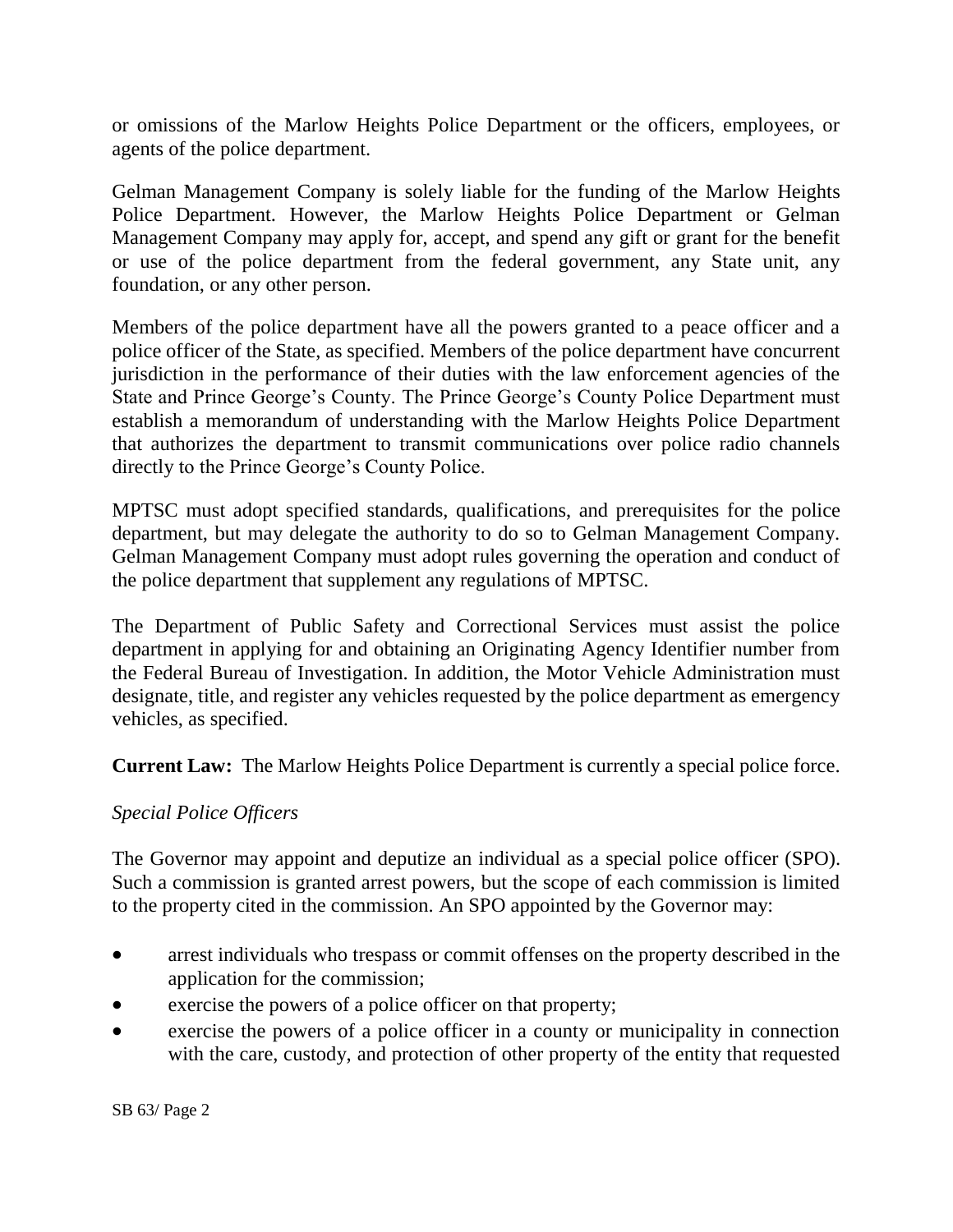or omissions of the Marlow Heights Police Department or the officers, employees, or agents of the police department.

Gelman Management Company is solely liable for the funding of the Marlow Heights Police Department. However, the Marlow Heights Police Department or Gelman Management Company may apply for, accept, and spend any gift or grant for the benefit or use of the police department from the federal government, any State unit, any foundation, or any other person.

Members of the police department have all the powers granted to a peace officer and a police officer of the State, as specified. Members of the police department have concurrent jurisdiction in the performance of their duties with the law enforcement agencies of the State and Prince George's County. The Prince George's County Police Department must establish a memorandum of understanding with the Marlow Heights Police Department that authorizes the department to transmit communications over police radio channels directly to the Prince George's County Police.

MPTSC must adopt specified standards, qualifications, and prerequisites for the police department, but may delegate the authority to do so to Gelman Management Company. Gelman Management Company must adopt rules governing the operation and conduct of the police department that supplement any regulations of MPTSC.

The Department of Public Safety and Correctional Services must assist the police department in applying for and obtaining an Originating Agency Identifier number from the Federal Bureau of Investigation. In addition, the Motor Vehicle Administration must designate, title, and register any vehicles requested by the police department as emergency vehicles, as specified.

**Current Law:** The Marlow Heights Police Department is currently a special police force.

*Special Police Officers*

The Governor may appoint and deputize an individual as a special police officer (SPO). Such a commission is granted arrest powers, but the scope of each commission is limited to the property cited in the commission. An SPO appointed by the Governor may:

- arrest individuals who trespass or commit offenses on the property described in the application for the commission;
- exercise the powers of a police officer on that property;
- exercise the powers of a police officer in a county or municipality in connection with the care, custody, and protection of other property of the entity that requested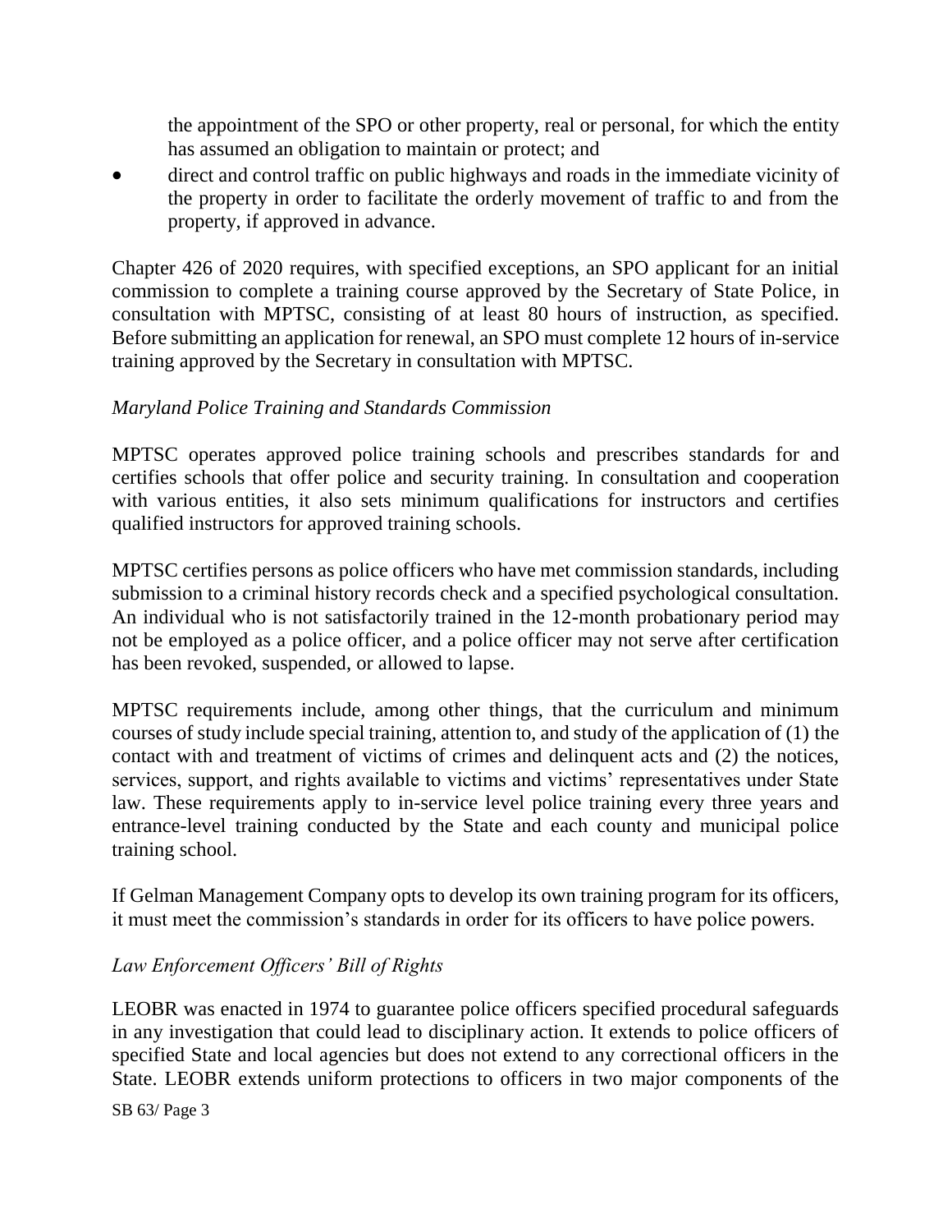the appointment of the SPO or other property, real or personal, for which the entity has assumed an obligation to maintain or protect; and

- direct and control traffic on public highways and roads in the immediate vicinity of the property in order to facilitate the orderly movement of traffic to and from the property, if approved in advance.

Chapter 426 of 2020 requires, with specified exceptions, an SPO applicant for an initial commission to complete a training course approved by the Secretary of State Police, in consultation with MPTSC, consisting of at least 80 hours of instruction, as specified. Before submitting an application for renewal, an SPO must complete 12 hours of in-service training approved by the Secretary in consultation with MPTSC.

*Maryland Police Training and Standards Commission*

MPTSC operates approved police training schools and prescribes standards for and certifies schools that offer police and security training. In consultation and cooperation with various entities, it also sets minimum qualifications for instructors and certifies qualified instructors for approved training schools.

MPTSC certifies persons as police officers who have met commission standards, including submission to a criminal history records check and a specified psychological consultation. An individual who is not satisfactorily trained in the 12-month probationary period may not be employed as a police officer, and a police officer may not serve after certification has been revoked, suspended, or allowed to lapse.

MPTSC requirements include, among other things, that the curriculum and minimum courses of study include special training, attention to, and study of the application of (1) the contact with and treatment of victims of crimes and delinquent acts and (2) the notices, services, support, and rights available to victims and victims' representatives under State law. These requirements apply to in-service level police training every three years and entrance-level training conducted by the State and each county and municipal police training school.

If Gelman Management Company opts to develop its own training program for its officers, it must meet the commission's standards in order for its officers to have police powers.

*Law Enforcement Officers' Bill of Rights*

LEOBR was enacted in 1974 to guarantee police officers specified procedural safeguards in any investigation that could lead to disciplinary action. It extends to police officers of specified State and local agencies but does not extend to any correctional officers in the State. LEOBR extends uniform protections to officers in two major components of the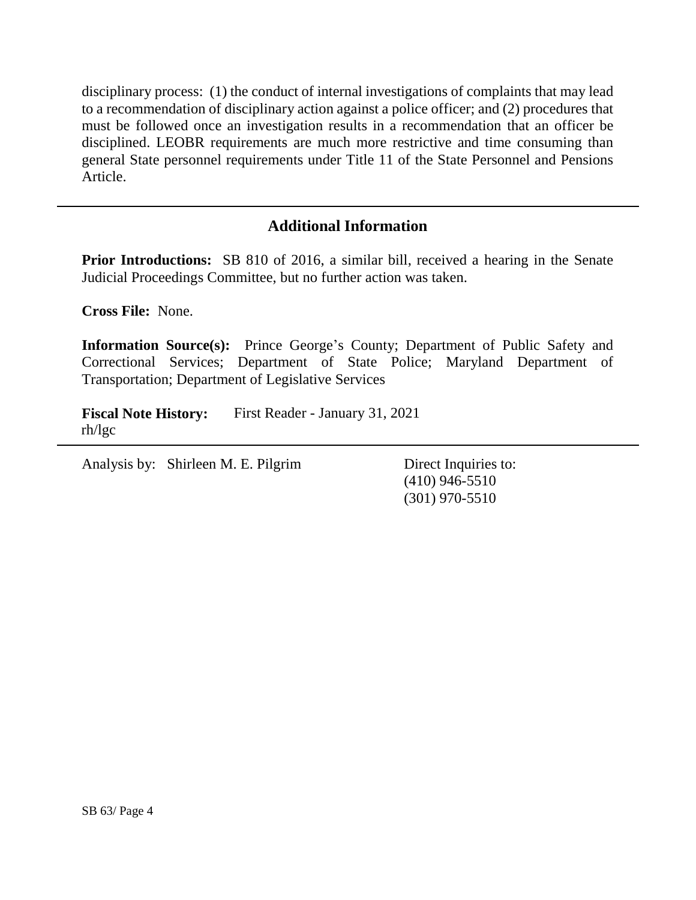disciplinary process: (1) the conduct of internal investigations of complaints that may lead to a recommendation of disciplinary action against a police officer; and (2) procedures that must be followed once an investigation results in a recommendation that an officer be disciplined. LEOBR requirements are much more restrictive and time consuming than general State personnel requirements under Title 11 of the State Personnel and Pensions Article.

---

## Additional Information

**Prior Introductions:** SB 810 of 2016, a similar bill, received a hearing in the Senate Judicial Proceedings Committee, but no further action was taken.

**Cross File:** None.

**Information Source(s):** Prince George's County; Department of Public Safety and Correctional Services; Department of State Police; Maryland Department of Transportation; Department of Legislative Services

**Fiscal Note History:** First Reader - January 31, 2021
rh/lgc

---

Analysis by: Shirleen M. E. Pilgrim

Direct Inquiries to:
(410) 946-5510
(301) 970-5510